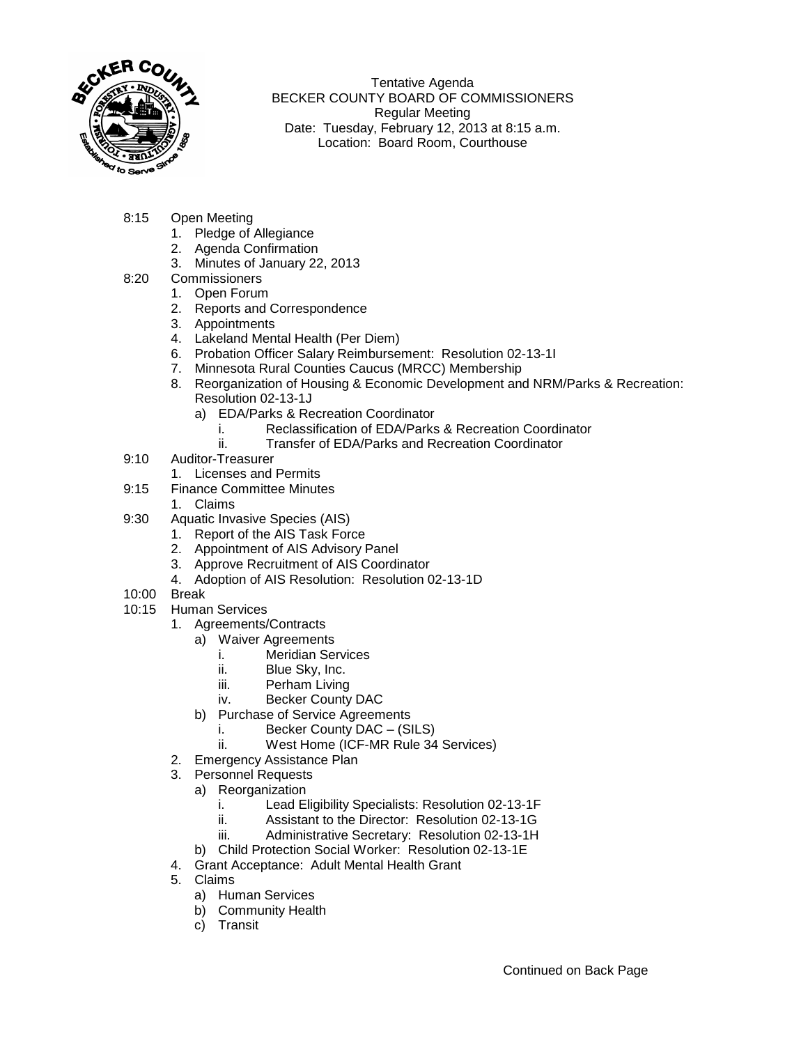Tentative Agenda
BECKER COUNTY BOARD OF COMMISSIONERS
Regular Meeting
Date: Tuesday, February 12, 2013 at 8:15 a.m.
Location: Board Room, Courthouse

8:15 Open Meeting
1. Pledge of Allegiance
2. Agenda Confirmation
3. Minutes of January 22, 2013

8:20 Commissioners
1. Open Forum
2. Reports and Correspondence
3. Appointments
4. Lakeland Mental Health (Per Diem)
6. Probation Officer Salary Reimbursement: Resolution 02-13-1I
7. Minnesota Rural Counties Caucus (MRCC) Membership
8. Reorganization of Housing & Economic Development and NRM/Parks & Recreation: Resolution 02-13-1J
   a) EDA/Parks & Recreation Coordinator
      i. Reclassification of EDA/Parks & Recreation Coordinator
      ii. Transfer of EDA/Parks and Recreation Coordinator

9:10 Auditor-Treasurer
1. Licenses and Permits

9:15 Finance Committee Minutes
1. Claims

9:30 Aquatic Invasive Species (AIS)
1. Report of the AIS Task Force
2. Appointment of AIS Advisory Panel
3. Approve Recruitment of AIS Coordinator
4. Adoption of AIS Resolution: Resolution 02-13-1D

10:00 Break

10:15 Human Services
1. Agreements/Contracts
   a) Waiver Agreements
      i. Meridian Services
      ii. Blue Sky, Inc.
      iii. Perham Living
      iv. Becker County DAC
   b) Purchase of Service Agreements
      i. Becker County DAC – (SILS)
      ii. West Home (ICF-MR Rule 34 Services)
2. Emergency Assistance Plan
3. Personnel Requests
   a) Reorganization
      i. Lead Eligibility Specialists: Resolution 02-13-1F
      ii. Assistant to the Director: Resolution 02-13-1G
      iii. Administrative Secretary: Resolution 02-13-1H
   b) Child Protection Social Worker: Resolution 02-13-1E
4. Grant Acceptance: Adult Mental Health Grant
5. Claims
   a) Human Services
   b) Community Health
   c) Transit

Continued on Back Page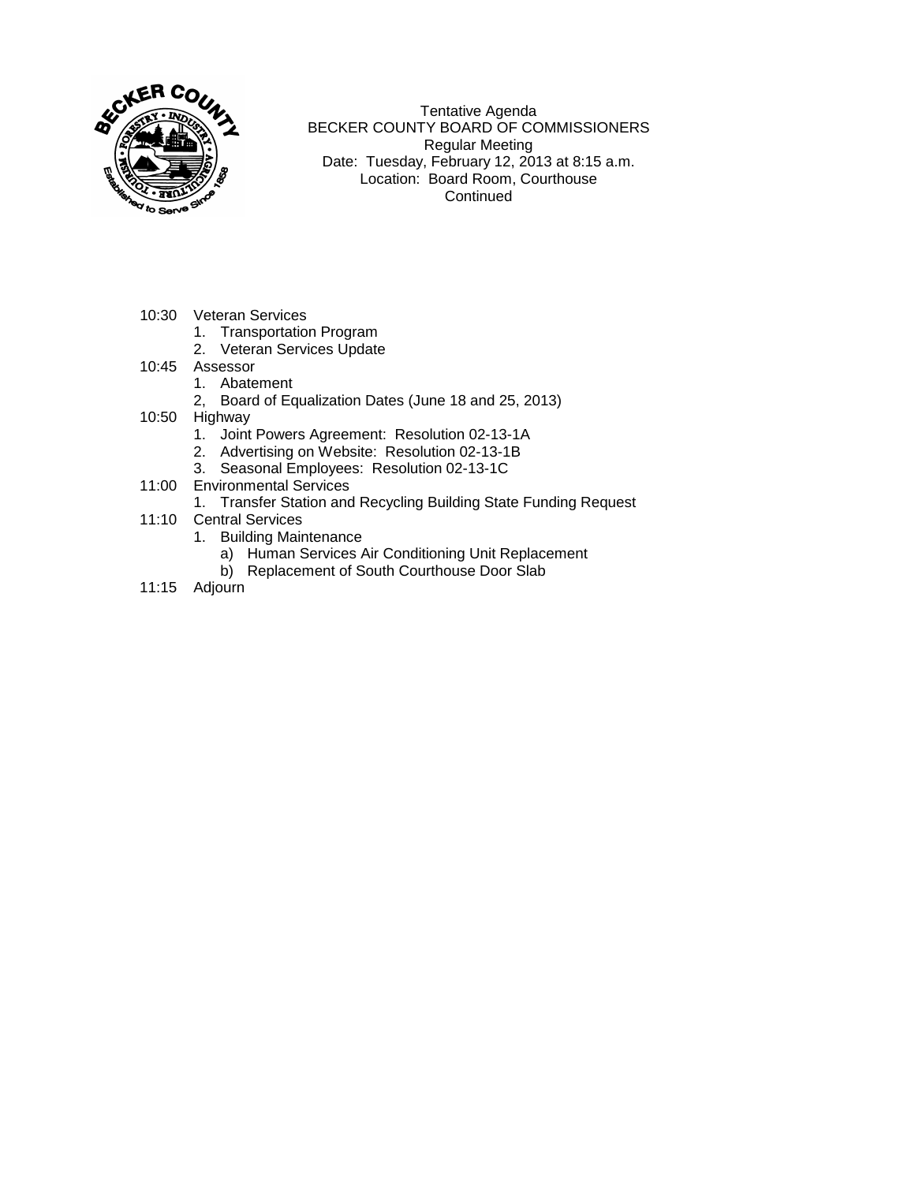Tentative Agenda
BECKER COUNTY BOARD OF COMMISSIONERS
Regular Meeting
Date: Tuesday, February 12, 2013 at 8:15 a.m.
Location: Board Room, Courthouse
Continued

- 10:30 Veteran Services
  1. Transportation Program
  2. Veteran Services Update
- 10:45 Assessor
  1. Abatement
  2, Board of Equalization Dates (June 18 and 25, 2013)
- 10:50 Highway
  1. Joint Powers Agreement: Resolution 02-13-1A
  2. Advertising on Website: Resolution 02-13-1B
  3. Seasonal Employees: Resolution 02-13-1C
- 11:00 Environmental Services
  1. Transfer Station and Recycling Building State Funding Request
- 11:10 Central Services
  1. Building Maintenance
     a) Human Services Air Conditioning Unit Replacement
     b) Replacement of South Courthouse Door Slab
- 11:15 Adjourn